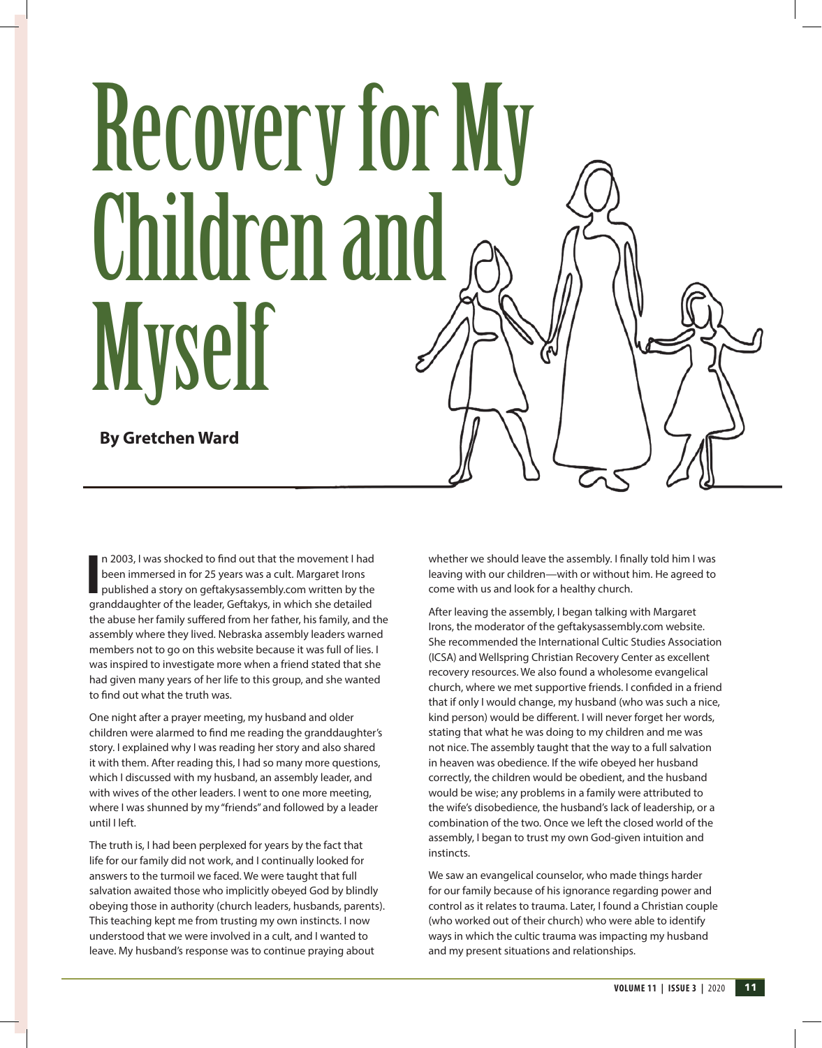# Recovery for My Children and Myself

**By Gretchen Ward**

In 2003, I was shocked to find out that the movement I had been immersed in for 25 years was a cult. Margaret Irons published a story on geftakysassembly.com written by the granddaughter of the leader, Geftakys, in which she detailed the abuse her family suffered from her father, his family, and the assembly where they lived. Nebraska assembly leaders warned members not to go on this website because it was full of lies. I was inspired to investigate more when a friend stated that she had given many years of her life to this group, and she wanted to find out what the truth was.

One night after a prayer meeting, my husband and older children were alarmed to find me reading the granddaughter's story. I explained why I was reading her story and also shared it with them. After reading this, I had so many more questions, which I discussed with my husband, an assembly leader, and with wives of the other leaders. I went to one more meeting, where I was shunned by my "friends" and followed by a leader until I left.

The truth is, I had been perplexed for years by the fact that life for our family did not work, and I continually looked for answers to the turmoil we faced. We were taught that full salvation awaited those who implicitly obeyed God by blindly obeying those in authority (church leaders, husbands, parents). This teaching kept me from trusting my own instincts. I now understood that we were involved in a cult, and I wanted to leave. My husband's response was to continue praying about whether we should leave the assembly. I finally told him I was leaving with our children—with or without him. He agreed to come with us and look for a healthy church.

After leaving the assembly, I began talking with Margaret Irons, the moderator of the geftakysassembly.com website. She recommended the International Cultic Studies Association (ICSA) and Wellspring Christian Recovery Center as excellent recovery resources. We also found a wholesome evangelical church, where we met supportive friends. I confided in a friend that if only I would change, my husband (who was such a nice, kind person) would be different. I will never forget her words, stating that what he was doing to my children and me was not nice. The assembly taught that the way to a full salvation in heaven was obedience. If the wife obeyed her husband correctly, the children would be obedient, and the husband would be wise; any problems in a family were attributed to the wife's disobedience, the husband's lack of leadership, or a combination of the two. Once we left the closed world of the assembly, I began to trust my own God-given intuition and instincts.

We saw an evangelical counselor, who made things harder for our family because of his ignorance regarding power and control as it relates to trauma. Later, I found a Christian couple (who worked out of their church) who were able to identify ways in which the cultic trauma was impacting my husband and my present situations and relationships.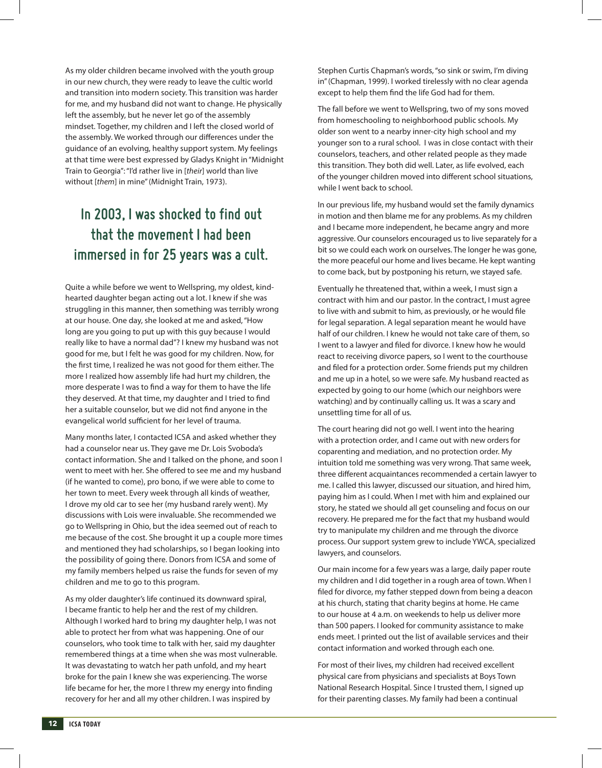As my older children became involved with the youth group in our new church, they were ready to leave the cultic world and transition into modern society. This transition was harder for me, and my husband did not want to change. He physically left the assembly, but he never let go of the assembly mindset. Together, my children and I left the closed world of the assembly. We worked through our differences under the guidance of an evolving, healthy support system. My feelings at that time were best expressed by Gladys Knight in "Midnight Train to Georgia": "I'd rather live in [*their*] world than live without [*them*] in mine" (Midnight Train, 1973).

> **In 2003, I was shocked to find out that the movement I had been immersed in for 25 years was a cult.**

Quite a while before we went to Wellspring, my oldest, kind-hearted daughter began acting out a lot. I knew if she was struggling in this manner, then something was terribly wrong at our house. One day, she looked at me and asked, "How long are you going to put up with this guy because I would really like to have a normal dad"? I knew my husband was not good for me, but I felt he was good for my children. Now, for the first time, I realized he was not good for them either. The more I realized how assembly life had hurt my children, the more desperate I was to find a way for them to have the life they deserved. At that time, my daughter and I tried to find her a suitable counselor, but we did not find anyone in the evangelical world sufficient for her level of trauma.

Many months later, I contacted ICSA and asked whether they had a counselor near us. They gave me Dr. Lois Svoboda's contact information. She and I talked on the phone, and soon I went to meet with her. She offered to see me and my husband (if he wanted to come), pro bono, if we were able to come to her town to meet. Every week through all kinds of weather, I drove my old car to see her (my husband rarely went). My discussions with Lois were invaluable. She recommended we go to Wellspring in Ohio, but the idea seemed out of reach to me because of the cost. She brought it up a couple more times and mentioned they had scholarships, so I began looking into the possibility of going there. Donors from ICSA and some of my family members helped us raise the funds for seven of my children and me to go to this program.

As my older daughter's life continued its downward spiral, I became frantic to help her and the rest of my children. Although I worked hard to bring my daughter help, I was not able to protect her from what was happening. One of our counselors, who took time to talk with her, said my daughter remembered things at a time when she was most vulnerable. It was devastating to watch her path unfold, and my heart broke for the pain I knew she was experiencing. The worse life became for her, the more I threw my energy into finding recovery for her and all my other children. I was inspired by Stephen Curtis Chapman's words, "so sink or swim, I'm diving in" (Chapman, 1999). I worked tirelessly with no clear agenda except to help them find the life God had for them.

The fall before we went to Wellspring, two of my sons moved from homeschooling to neighborhood public schools. My older son went to a nearby inner-city high school and my younger son to a rural school. I was in close contact with their counselors, teachers, and other related people as they made this transition. They both did well. Later, as life evolved, each of the younger children moved into different school situations, while I went back to school.

In our previous life, my husband would set the family dynamics in motion and then blame me for any problems. As my children and I became more independent, he became angry and more aggressive. Our counselors encouraged us to live separately for a bit so we could each work on ourselves. The longer he was gone, the more peaceful our home and lives became. He kept wanting to come back, but by postponing his return, we stayed safe.

Eventually he threatened that, within a week, I must sign a contract with him and our pastor. In the contract, I must agree to live with and submit to him, as previously, or he would file for legal separation. A legal separation meant he would have half of our children. I knew he would not take care of them, so I went to a lawyer and filed for divorce. I knew how he would react to receiving divorce papers, so I went to the courthouse and filed for a protection order. Some friends put my children and me up in a hotel, so we were safe. My husband reacted as expected by going to our home (which our neighbors were watching) and by continually calling us. It was a scary and unsettling time for all of us.

The court hearing did not go well. I went into the hearing with a protection order, and I came out with new orders for coparenting and mediation, and no protection order. My intuition told me something was very wrong. That same week, three different acquaintances recommended a certain lawyer to me. I called this lawyer, discussed our situation, and hired him, paying him as I could. When I met with him and explained our story, he stated we should all get counseling and focus on our recovery. He prepared me for the fact that my husband would try to manipulate my children and me through the divorce process. Our support system grew to include YWCA, specialized lawyers, and counselors.

Our main income for a few years was a large, daily paper route my children and I did together in a rough area of town. When I filed for divorce, my father stepped down from being a deacon at his church, stating that charity begins at home. He came to our house at 4 a.m. on weekends to help us deliver more than 500 papers. I looked for community assistance to make ends meet. I printed out the list of available services and their contact information and worked through each one.

For most of their lives, my children had received excellent physical care from physicians and specialists at Boys Town National Research Hospital. Since I trusted them, I signed up for their parenting classes. My family had been a continual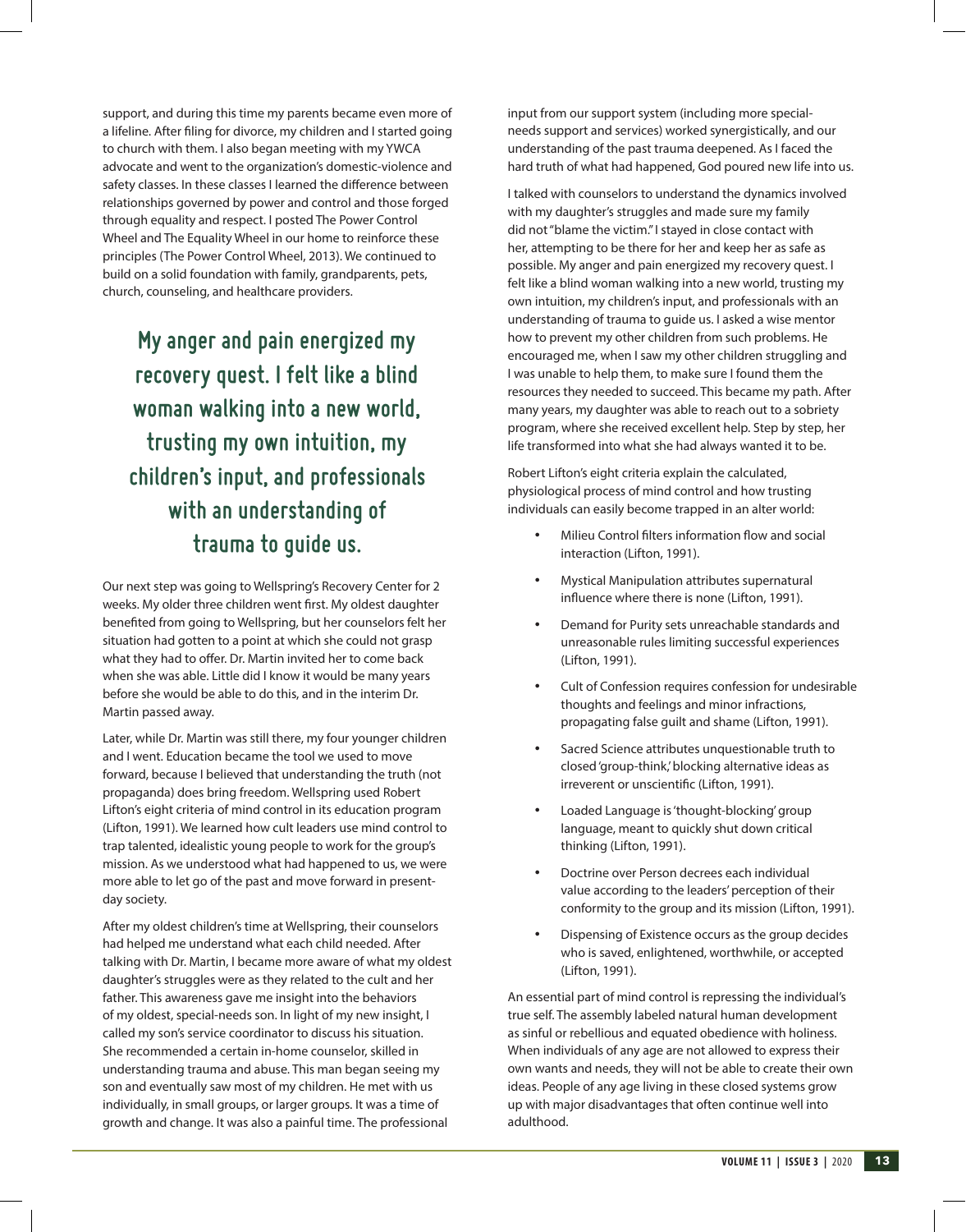support, and during this time my parents became even more of a lifeline. After filing for divorce, my children and I started going to church with them. I also began meeting with my YWCA advocate and went to the organization's domestic-violence and safety classes. In these classes I learned the difference between relationships governed by power and control and those forged through equality and respect. I posted The Power Control Wheel and The Equality Wheel in our home to reinforce these principles (The Power Control Wheel, 2013). We continued to build on a solid foundation with family, grandparents, pets, church, counseling, and healthcare providers.

> **My anger and pain energized my recovery quest. I felt like a blind woman walking into a new world, trusting my own intuition, my children's input, and professionals with an understanding of trauma to guide us.**

Our next step was going to Wellspring's Recovery Center for 2 weeks. My older three children went first. My oldest daughter benefited from going to Wellspring, but her counselors felt her situation had gotten to a point at which she could not grasp what they had to offer. Dr. Martin invited her to come back when she was able. Little did I know it would be many years before she would be able to do this, and in the interim Dr. Martin passed away.

Later, while Dr. Martin was still there, my four younger children and I went. Education became the tool we used to move forward, because I believed that understanding the truth (not propaganda) does bring freedom. Wellspring used Robert Lifton's eight criteria of mind control in its education program (Lifton, 1991). We learned how cult leaders use mind control to trap talented, idealistic young people to work for the group's mission. As we understood what had happened to us, we were more able to let go of the past and move forward in present-day society.

After my oldest children's time at Wellspring, their counselors had helped me understand what each child needed. After talking with Dr. Martin, I became more aware of what my oldest daughter's struggles were as they related to the cult and her father. This awareness gave me insight into the behaviors of my oldest, special-needs son. In light of my new insight, I called my son's service coordinator to discuss his situation. She recommended a certain in-home counselor, skilled in understanding trauma and abuse. This man began seeing my son and eventually saw most of my children. He met with us individually, in small groups, or larger groups. It was a time of growth and change. It was also a painful time. The professional input from our support system (including more special-needs support and services) worked synergistically, and our understanding of the past trauma deepened. As I faced the hard truth of what had happened, God poured new life into us.

I talked with counselors to understand the dynamics involved with my daughter's struggles and made sure my family did not "blame the victim." I stayed in close contact with her, attempting to be there for her and keep her as safe as possible. My anger and pain energized my recovery quest. I felt like a blind woman walking into a new world, trusting my own intuition, my children's input, and professionals with an understanding of trauma to guide us. I asked a wise mentor how to prevent my other children from such problems. He encouraged me, when I saw my other children struggling and I was unable to help them, to make sure I found them the resources they needed to succeed. This became my path. After many years, my daughter was able to reach out to a sobriety program, where she received excellent help. Step by step, her life transformed into what she had always wanted it to be.

Robert Lifton's eight criteria explain the calculated, physiological process of mind control and how trusting individuals can easily become trapped in an alter world:

- Milieu Control filters information flow and social interaction (Lifton, 1991).
- Mystical Manipulation attributes supernatural influence where there is none (Lifton, 1991).
- Demand for Purity sets unreachable standards and unreasonable rules limiting successful experiences (Lifton, 1991).
- Cult of Confession requires confession for undesirable thoughts and feelings and minor infractions, propagating false guilt and shame (Lifton, 1991).
- Sacred Science attributes unquestionable truth to closed 'group-think,' blocking alternative ideas as irreverent or unscientific (Lifton, 1991).
- Loaded Language is 'thought-blocking' group language, meant to quickly shut down critical thinking (Lifton, 1991).
- Doctrine over Person decrees each individual value according to the leaders' perception of their conformity to the group and its mission (Lifton, 1991).
- Dispensing of Existence occurs as the group decides who is saved, enlightened, worthwhile, or accepted (Lifton, 1991).

An essential part of mind control is repressing the individual's true self. The assembly labeled natural human development as sinful or rebellious and equated obedience with holiness. When individuals of any age are not allowed to express their own wants and needs, they will not be able to create their own ideas. People of any age living in these closed systems grow up with major disadvantages that often continue well into adulthood.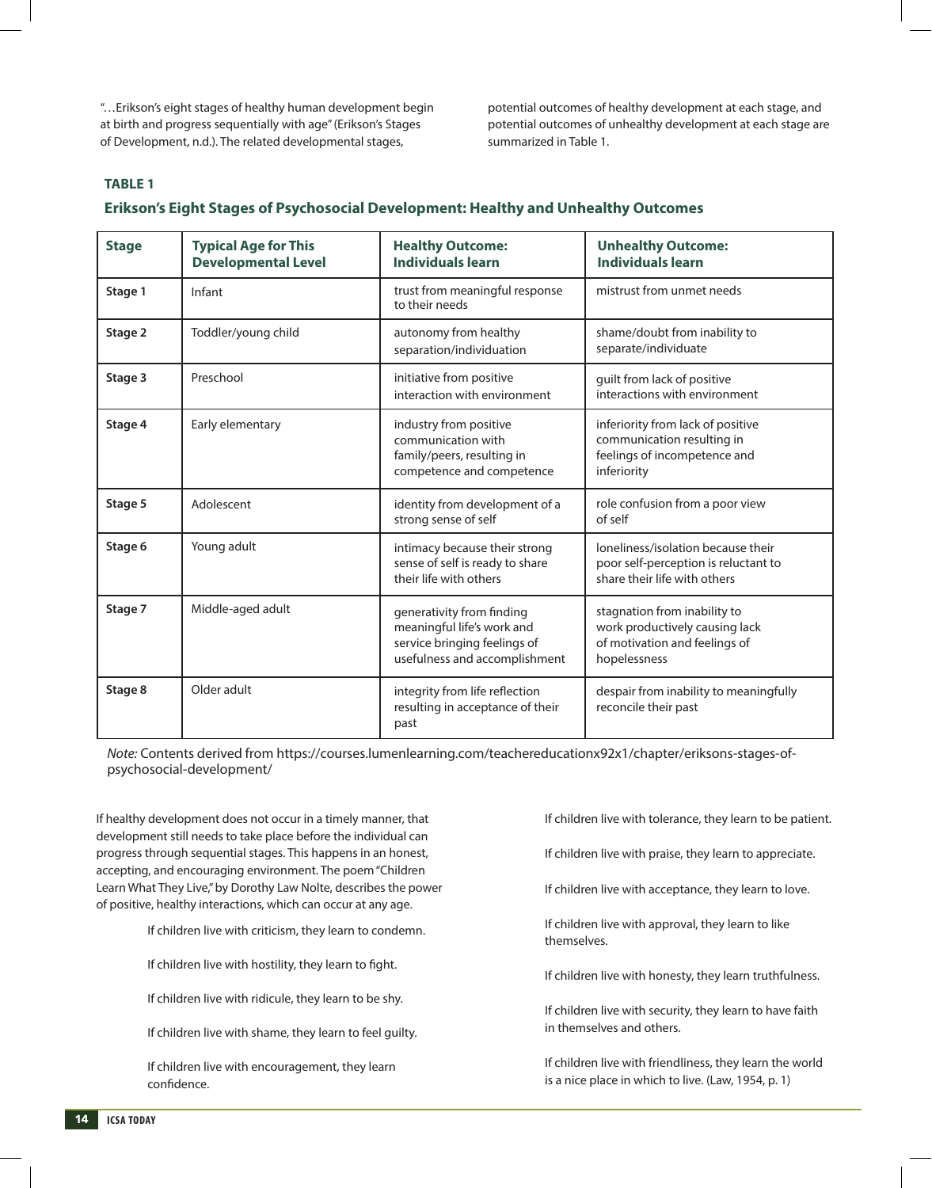"…Erikson's eight stages of healthy human development begin at birth and progress sequentially with age" (Erikson's Stages of Development, n.d.). The related developmental stages, potential outcomes of healthy development at each stage, and potential outcomes of unhealthy development at each stage are summarized in Table 1.

**TABLE 1**

**Erikson's Eight Stages of Psychosocial Development: Healthy and Unhealthy Outcomes**

| Stage | Typical Age for This Developmental Level | Healthy Outcome: Individuals learn | Unhealthy Outcome: Individuals learn |
|---|---|---|---|
| Stage 1 | Infant | trust from meaningful response to their needs | mistrust from unmet needs |
| Stage 2 | Toddler/young child | autonomy from healthy separation/individuation | shame/doubt from inability to separate/individuate |
| Stage 3 | Preschool | initiative from positive interaction with environment | guilt from lack of positive interactions with environment |
| Stage 4 | Early elementary | industry from positive communication with family/peers, resulting in competence and competence | inferiority from lack of positive communication resulting in feelings of incompetence and inferiority |
| Stage 5 | Adolescent | identity from development of a strong sense of self | role confusion from a poor view of self |
| Stage 6 | Young adult | intimacy because their strong sense of self is ready to share their life with others | loneliness/isolation because their poor self-perception is reluctant to share their life with others |
| Stage 7 | Middle-aged adult | generativity from finding meaningful life's work and service bringing feelings of usefulness and accomplishment | stagnation from inability to work productively causing lack of motivation and feelings of hopelessness |
| Stage 8 | Older adult | integrity from life reflection resulting in acceptance of their past | despair from inability to meaningfully reconcile their past |

*Note:* Contents derived from https://courses.lumenlearning.com/teachereducationx92x1/chapter/eriksons-stages-of-psychosocial-development/

If healthy development does not occur in a timely manner, that development still needs to take place before the individual can progress through sequential stages. This happens in an honest, accepting, and encouraging environment. The poem "Children Learn What They Live," by Dorothy Law Nolte, describes the power of positive, healthy interactions, which can occur at any age.

> If children live with criticism, they learn to condemn.
>
> If children live with hostility, they learn to fight.
>
> If children live with ridicule, they learn to be shy.
>
> If children live with shame, they learn to feel guilty.
>
> If children live with encouragement, they learn confidence.
>
> If children live with tolerance, they learn to be patient.
>
> If children live with praise, they learn to appreciate.
>
> If children live with acceptance, they learn to love.
>
> If children live with approval, they learn to like themselves.
>
> If children live with honesty, they learn truthfulness.
>
> If children live with security, they learn to have faith in themselves and others.
>
> If children live with friendliness, they learn the world is a nice place in which to live. (Law, 1954, p. 1)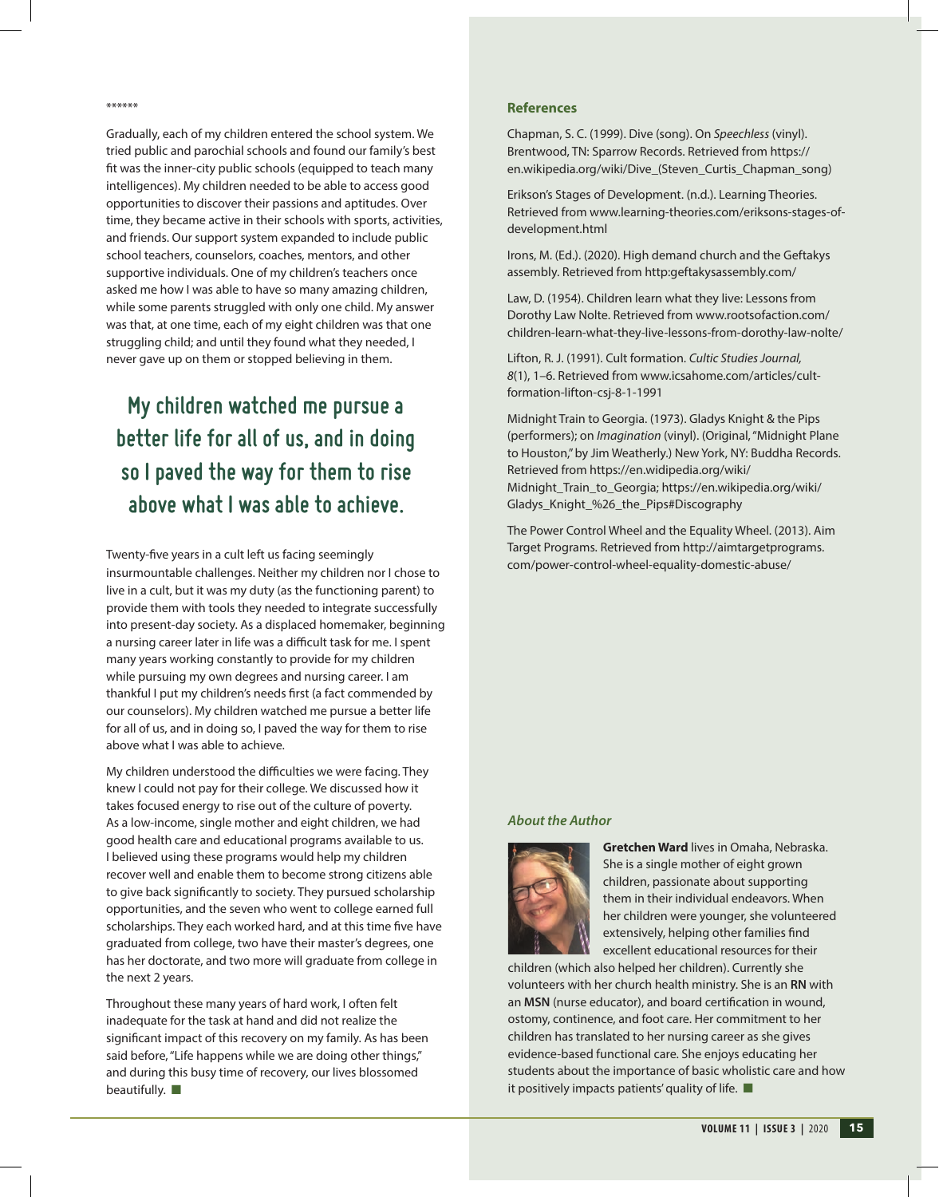******

Gradually, each of my children entered the school system. We tried public and parochial schools and found our family's best fit was the inner-city public schools (equipped to teach many intelligences). My children needed to be able to access good opportunities to discover their passions and aptitudes. Over time, they became active in their schools with sports, activities, and friends. Our support system expanded to include public school teachers, counselors, coaches, mentors, and other supportive individuals. One of my children's teachers once asked me how I was able to have so many amazing children, while some parents struggled with only one child. My answer was that, at one time, each of my eight children was that one struggling child; and until they found what they needed, I never gave up on them or stopped believing in them.

> **My children watched me pursue a better life for all of us, and in doing so I paved the way for them to rise above what I was able to achieve.**

Twenty-five years in a cult left us facing seemingly insurmountable challenges. Neither my children nor I chose to live in a cult, but it was my duty (as the functioning parent) to provide them with tools they needed to integrate successfully into present-day society. As a displaced homemaker, beginning a nursing career later in life was a difficult task for me. I spent many years working constantly to provide for my children while pursuing my own degrees and nursing career. I am thankful I put my children's needs first (a fact commended by our counselors). My children watched me pursue a better life for all of us, and in doing so, I paved the way for them to rise above what I was able to achieve.

My children understood the difficulties we were facing. They knew I could not pay for their college. We discussed how it takes focused energy to rise out of the culture of poverty. As a low-income, single mother and eight children, we had good health care and educational programs available to us. I believed using these programs would help my children recover well and enable them to become strong citizens able to give back significantly to society. They pursued scholarship opportunities, and the seven who went to college earned full scholarships. They each worked hard, and at this time five have graduated from college, two have their master's degrees, one has her doctorate, and two more will graduate from college in the next 2 years.

Throughout these many years of hard work, I often felt inadequate for the task at hand and did not realize the significant impact of this recovery on my family. As has been said before, "Life happens while we are doing other things," and during this busy time of recovery, our lives blossomed beautifully. ■

## References

Chapman, S. C. (1999). Dive (song). On *Speechless* (vinyl). Brentwood, TN: Sparrow Records. Retrieved from https://en.wikipedia.org/wiki/Dive_(Steven_Curtis_Chapman_song)

Erikson's Stages of Development. (n.d.). Learning Theories. Retrieved from www.learning-theories.com/eriksons-stages-of-development.html

Irons, M. (Ed.). (2020). High demand church and the Geftakys assembly. Retrieved from http:geftakysassembly.com/

Law, D. (1954). Children learn what they live: Lessons from Dorothy Law Nolte. Retrieved from www.rootsofaction.com/children-learn-what-they-live-lessons-from-dorothy-law-nolte/

Lifton, R. J. (1991). Cult formation. *Cultic Studies Journal, 8*(1), 1–6. Retrieved from www.icsahome.com/articles/cult-formation-lifton-csj-8-1-1991

Midnight Train to Georgia. (1973). Gladys Knight & the Pips (performers); on *Imagination* (vinyl). (Original, "Midnight Plane to Houston," by Jim Weatherly.) New York, NY: Buddha Records. Retrieved from https://en.widipedia.org/wiki/Midnight_Train_to_Georgia; https://en.wikipedia.org/wiki/Gladys_Knight_%26_the_Pips#Discography

The Power Control Wheel and the Equality Wheel. (2013). Aim Target Programs. Retrieved from http://aimtargetprograms.com/power-control-wheel-equality-domestic-abuse/

### *About the Author*

**Gretchen Ward** lives in Omaha, Nebraska. She is a single mother of eight grown children, passionate about supporting them in their individual endeavors. When her children were younger, she volunteered extensively, helping other families find excellent educational resources for their children (which also helped her children). Currently she volunteers with her church health ministry. She is an **RN** with an **MSN** (nurse educator), and board certification in wound, ostomy, continence, and foot care. Her commitment to her children has translated to her nursing career as she gives evidence-based functional care. She enjoys educating her students about the importance of basic wholistic care and how it positively impacts patients' quality of life. ■